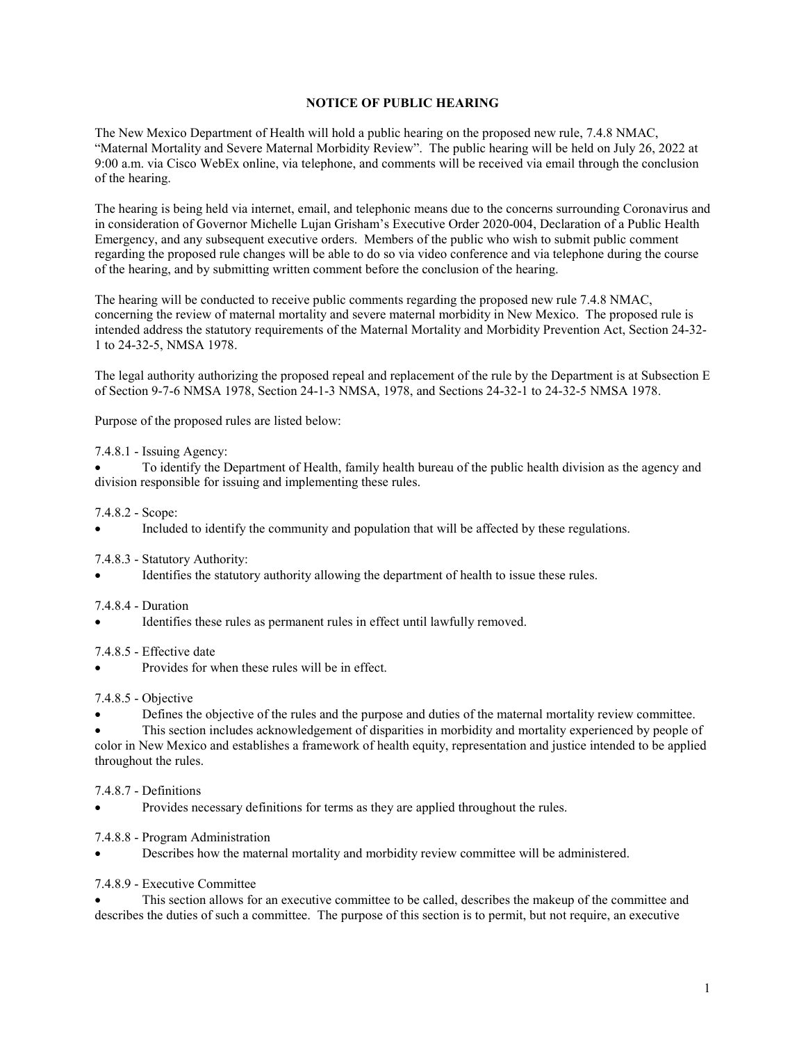# NOTICE OF PUBLIC HEARING

The New Mexico Department of Health will hold a public hearing on the proposed new rule, 7.4.8 NMAC, "Maternal Mortality and Severe Maternal Morbidity Review". The public hearing will be held on July 26, 2022 at 9:00 a.m. via Cisco WebEx online, via telephone, and comments will be received via email through the conclusion of the hearing.

The hearing is being held via internet, email, and telephonic means due to the concerns surrounding Coronavirus and in consideration of Governor Michelle Lujan Grisham's Executive Order 2020-004, Declaration of a Public Health Emergency, and any subsequent executive orders. Members of the public who wish to submit public comment regarding the proposed rule changes will be able to do so via video conference and via telephone during the course of the hearing, and by submitting written comment before the conclusion of the hearing.

The hearing will be conducted to receive public comments regarding the proposed new rule 7.4.8 NMAC, concerning the review of maternal mortality and severe maternal morbidity in New Mexico. The proposed rule is intended address the statutory requirements of the Maternal Mortality and Morbidity Prevention Act, Section 24-32-1 to 24-32-5, NMSA 1978.

The legal authority authorizing the proposed repeal and replacement of the rule by the Department is at Subsection E of Section 9-7-6 NMSA 1978, Section 24-1-3 NMSA, 1978, and Sections 24-32-1 to 24-32-5 NMSA 1978.

Purpose of the proposed rules are listed below:

7.4.8.1 - Issuing Agency:

- To identify the Department of Health, family health bureau of the public health division as the agency and division responsible for issuing and implementing these rules.

7.4.8.2 - Scope:

- Included to identify the community and population that will be affected by these regulations.

7.4.8.3 - Statutory Authority:

- Identifies the statutory authority allowing the department of health to issue these rules.

7.4.8.4 - Duration

- Identifies these rules as permanent rules in effect until lawfully removed.

7.4.8.5 - Effective date

- Provides for when these rules will be in effect.

7.4.8.5 - Objective

- Defines the objective of the rules and the purpose and duties of the maternal mortality review committee.
- This section includes acknowledgement of disparities in morbidity and mortality experienced by people of color in New Mexico and establishes a framework of health equity, representation and justice intended to be applied throughout the rules.

7.4.8.7 - Definitions

- Provides necessary definitions for terms as they are applied throughout the rules.

7.4.8.8 - Program Administration

- Describes how the maternal mortality and morbidity review committee will be administered.

7.4.8.9 - Executive Committee

- This section allows for an executive committee to be called, describes the makeup of the committee and describes the duties of such a committee. The purpose of this section is to permit, but not require, an executive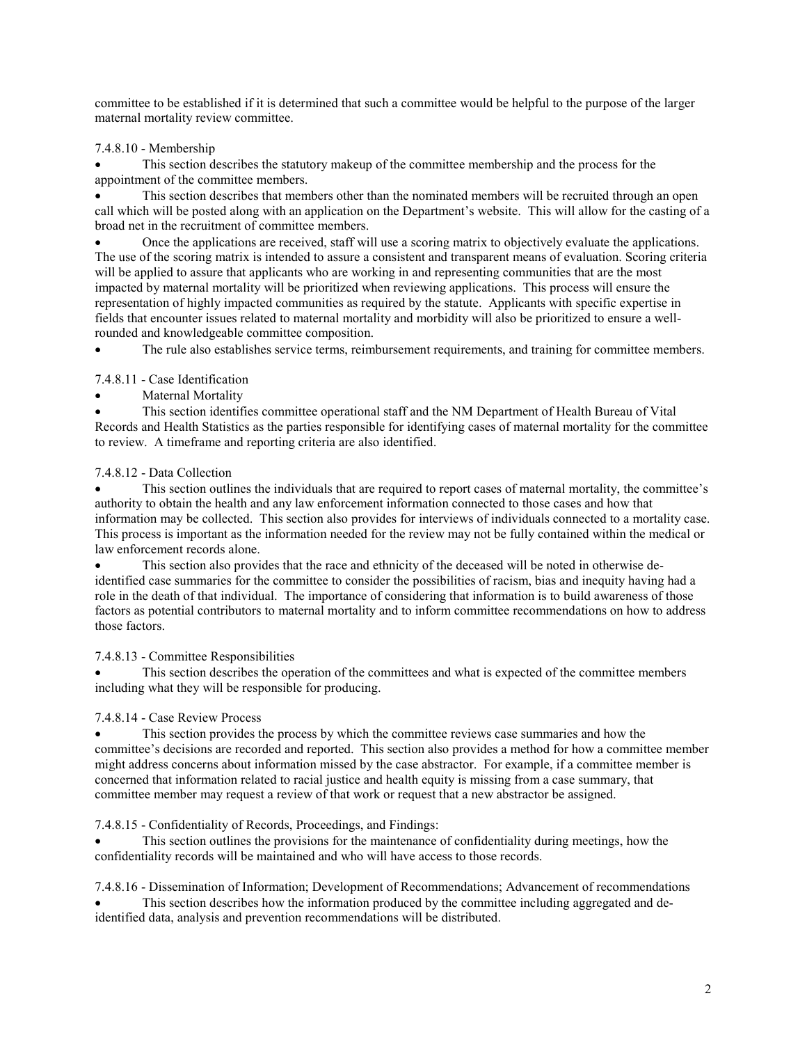committee to be established if it is determined that such a committee would be helpful to the purpose of the larger maternal mortality review committee.

7.4.8.10 - Membership

- This section describes the statutory makeup of the committee membership and the process for the appointment of the committee members.
- This section describes that members other than the nominated members will be recruited through an open call which will be posted along with an application on the Department's website. This will allow for the casting of a broad net in the recruitment of committee members.
- Once the applications are received, staff will use a scoring matrix to objectively evaluate the applications. The use of the scoring matrix is intended to assure a consistent and transparent means of evaluation. Scoring criteria will be applied to assure that applicants who are working in and representing communities that are the most impacted by maternal mortality will be prioritized when reviewing applications. This process will ensure the representation of highly impacted communities as required by the statute. Applicants with specific expertise in fields that encounter issues related to maternal mortality and morbidity will also be prioritized to ensure a well-rounded and knowledgeable committee composition.
- The rule also establishes service terms, reimbursement requirements, and training for committee members.

7.4.8.11 - Case Identification

- Maternal Mortality
- This section identifies committee operational staff and the NM Department of Health Bureau of Vital Records and Health Statistics as the parties responsible for identifying cases of maternal mortality for the committee to review. A timeframe and reporting criteria are also identified.

7.4.8.12 - Data Collection

- This section outlines the individuals that are required to report cases of maternal mortality, the committee's authority to obtain the health and any law enforcement information connected to those cases and how that information may be collected. This section also provides for interviews of individuals connected to a mortality case. This process is important as the information needed for the review may not be fully contained within the medical or law enforcement records alone.
- This section also provides that the race and ethnicity of the deceased will be noted in otherwise de-identified case summaries for the committee to consider the possibilities of racism, bias and inequity having had a role in the death of that individual. The importance of considering that information is to build awareness of those factors as potential contributors to maternal mortality and to inform committee recommendations on how to address those factors.

7.4.8.13 - Committee Responsibilities

- This section describes the operation of the committees and what is expected of the committee members including what they will be responsible for producing.

7.4.8.14 - Case Review Process

- This section provides the process by which the committee reviews case summaries and how the committee's decisions are recorded and reported. This section also provides a method for how a committee member might address concerns about information missed by the case abstractor. For example, if a committee member is concerned that information related to racial justice and health equity is missing from a case summary, that committee member may request a review of that work or request that a new abstractor be assigned.

7.4.8.15 - Confidentiality of Records, Proceedings, and Findings:

- This section outlines the provisions for the maintenance of confidentiality during meetings, how the confidentiality records will be maintained and who will have access to those records.

7.4.8.16 - Dissemination of Information; Development of Recommendations; Advancement of recommendations

- This section describes how the information produced by the committee including aggregated and de-identified data, analysis and prevention recommendations will be distributed.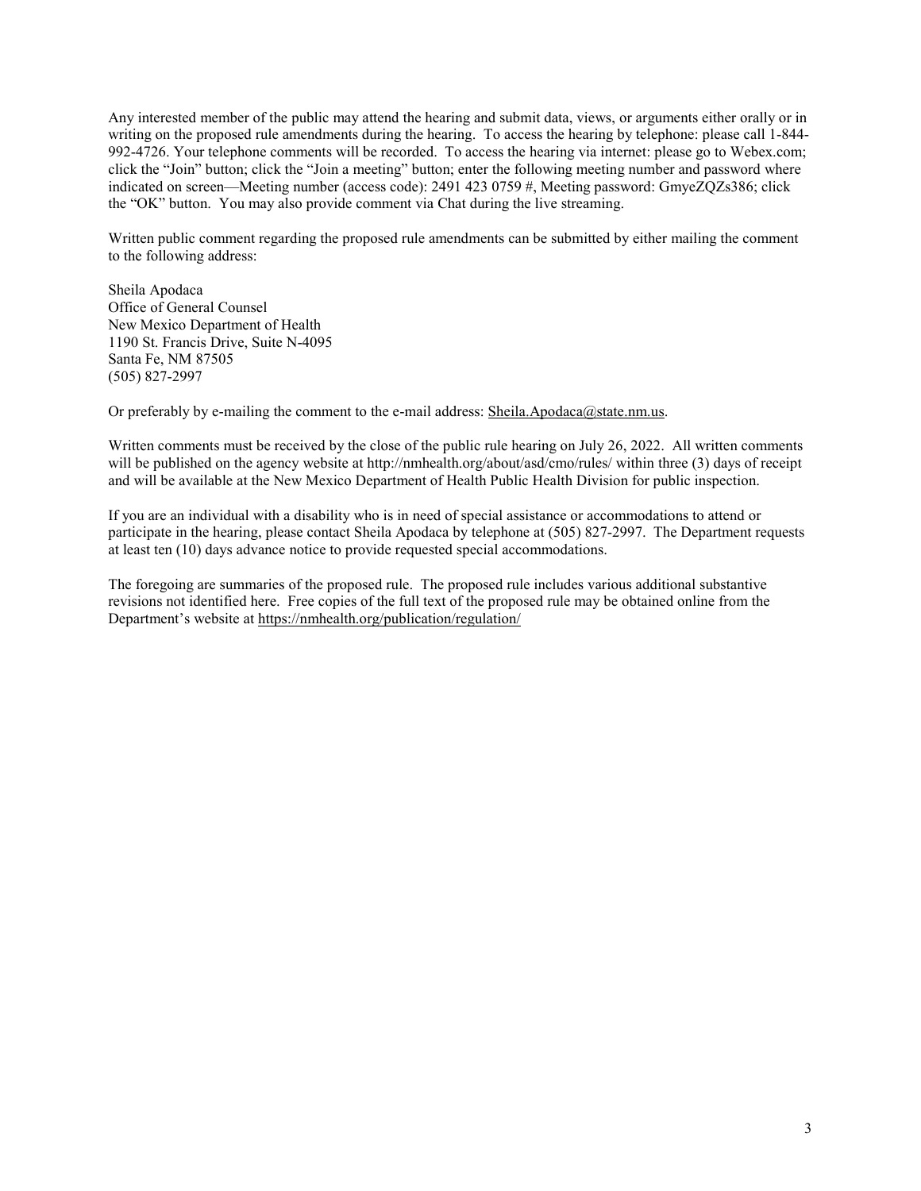Any interested member of the public may attend the hearing and submit data, views, or arguments either orally or in writing on the proposed rule amendments during the hearing. To access the hearing by telephone: please call 1-844-992-4726. Your telephone comments will be recorded. To access the hearing via internet: please go to Webex.com; click the "Join" button; click the "Join a meeting" button; enter the following meeting number and password where indicated on screen—Meeting number (access code): 2491 423 0759 #, Meeting password: GmyeZQZs386; click the "OK" button. You may also provide comment via Chat during the live streaming.

Written public comment regarding the proposed rule amendments can be submitted by either mailing the comment to the following address:

Sheila Apodaca
Office of General Counsel
New Mexico Department of Health
1190 St. Francis Drive, Suite N-4095
Santa Fe, NM 87505
(505) 827-2997

Or preferably by e-mailing the comment to the e-mail address: Sheila.Apodaca@state.nm.us.

Written comments must be received by the close of the public rule hearing on July 26, 2022. All written comments will be published on the agency website at http://nmhealth.org/about/asd/cmo/rules/ within three (3) days of receipt and will be available at the New Mexico Department of Health Public Health Division for public inspection.

If you are an individual with a disability who is in need of special assistance or accommodations to attend or participate in the hearing, please contact Sheila Apodaca by telephone at (505) 827-2997. The Department requests at least ten (10) days advance notice to provide requested special accommodations.

The foregoing are summaries of the proposed rule. The proposed rule includes various additional substantive revisions not identified here. Free copies of the full text of the proposed rule may be obtained online from the Department's website at https://nmhealth.org/publication/regulation/